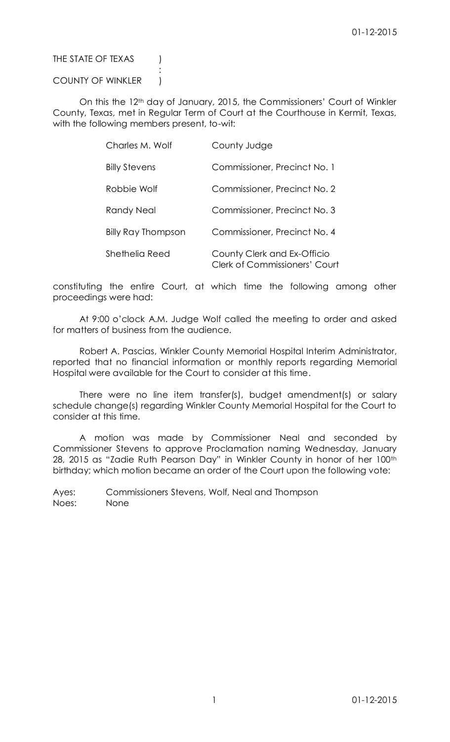THE STATE OF TEXAS )
:
COUNTY OF WINKLER )

On this the 12th day of January, 2015, the Commissioners' Court of Winkler County, Texas, met in Regular Term of Court at the Courthouse in Kermit, Texas, with the following members present, to-wit:

| | |
|---|---|
| Charles M. Wolf | County Judge |
| Billy Stevens | Commissioner, Precinct No. 1 |
| Robbie Wolf | Commissioner, Precinct No. 2 |
| Randy Neal | Commissioner, Precinct No. 3 |
| Billy Ray Thompson | Commissioner, Precinct No. 4 |
| Shethelia Reed | County Clerk and Ex-Officio Clerk of Commissioners' Court |

constituting the entire Court, at which time the following among other proceedings were had:

At 9:00 o'clock A.M. Judge Wolf called the meeting to order and asked for matters of business from the audience.

Robert A. Pascias, Winkler County Memorial Hospital Interim Administrator, reported that no financial information or monthly reports regarding Memorial Hospital were available for the Court to consider at this time.

There were no line item transfer(s), budget amendment(s) or salary schedule change(s) regarding Winkler County Memorial Hospital for the Court to consider at this time.

A motion was made by Commissioner Neal and seconded by Commissioner Stevens to approve Proclamation naming Wednesday, January 28, 2015 as "Zadie Ruth Pearson Day" in Winkler County in honor of her 100th birthday; which motion became an order of the Court upon the following vote:

Ayes: Commissioners Stevens, Wolf, Neal and Thompson
Noes: None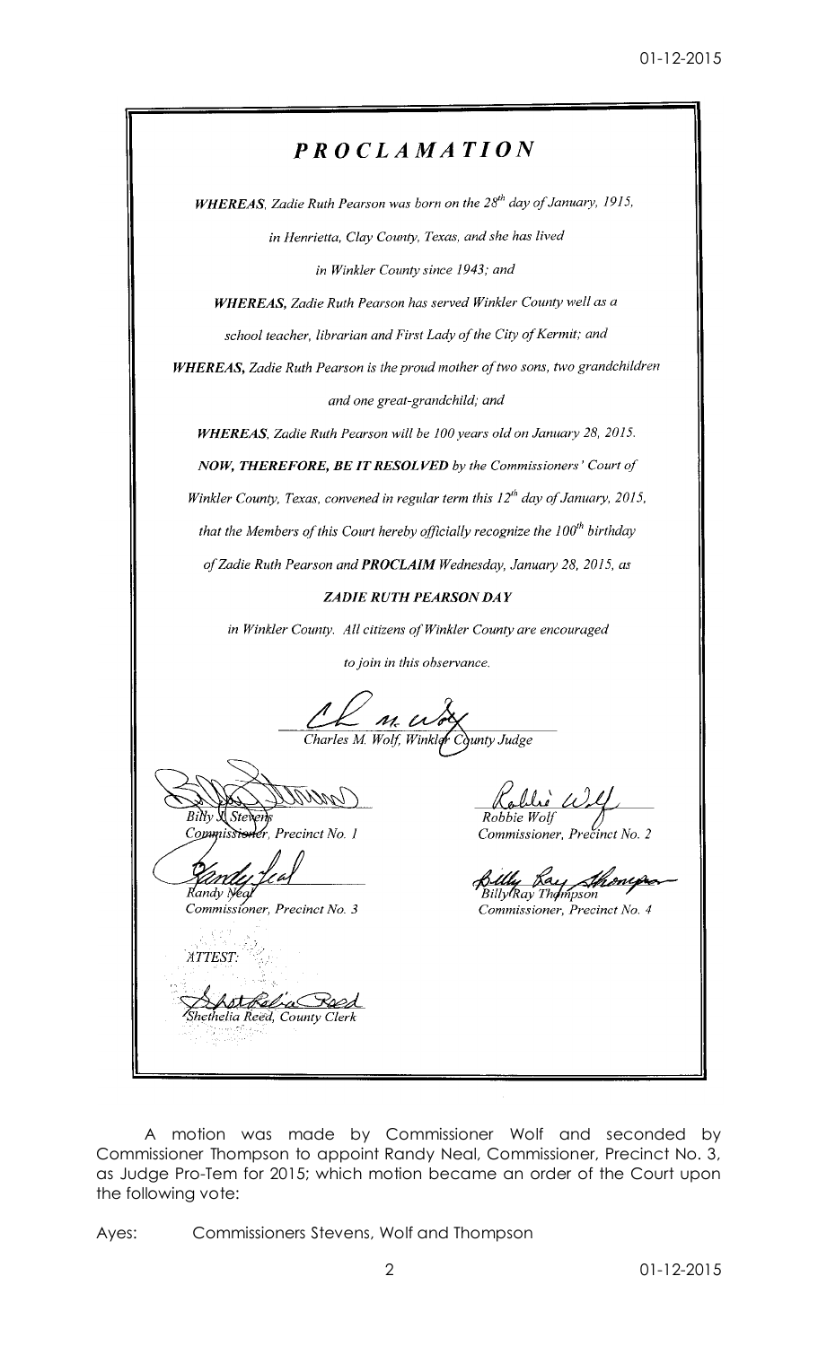# *PROCLAMATION*

***WHEREAS****, Zadie Ruth Pearson was born on the 28th day of January, 1915, in Henrietta, Clay County, Texas, and she has lived in Winkler County since 1943; and*

***WHEREAS,*** *Zadie Ruth Pearson has served Winkler County well as a school teacher, librarian and First Lady of the City of Kermit; and*

***WHEREAS,*** *Zadie Ruth Pearson is the proud mother of two sons, two grandchildren and one great-grandchild; and*

***WHEREAS****, Zadie Ruth Pearson will be 100 years old on January 28, 2015.*

***NOW, THEREFORE, BE IT RESOLVED*** *by the Commissioners' Court of Winkler County, Texas, convened in regular term this 12th day of January, 2015, that the Members of this Court hereby officially recognize the 100th birthday of Zadie Ruth Pearson and* ***PROCLAIM*** *Wednesday, January 28, 2015, as*

***ZADIE RUTH PEARSON DAY***

*in Winkler County. All citizens of Winkler County are encouraged to join in this observance.*

*Charles M. Wolf, Winkler County Judge*

*Billy J. Stevens*
*Commissioner, Precinct No. 1*

*Robbie Wolf*
*Commissioner, Precinct No. 2*

*Randy Neal*
*Commissioner, Precinct No. 3*

*Billy Ray Thompson*
*Commissioner, Precinct No. 4*

*ATTEST:*

*Shethelia Reed, County Clerk*

A motion was made by Commissioner Wolf and seconded by Commissioner Thompson to appoint Randy Neal, Commissioner, Precinct No. 3, as Judge Pro-Tem for 2015; which motion became an order of the Court upon the following vote:

Ayes: Commissioners Stevens, Wolf and Thompson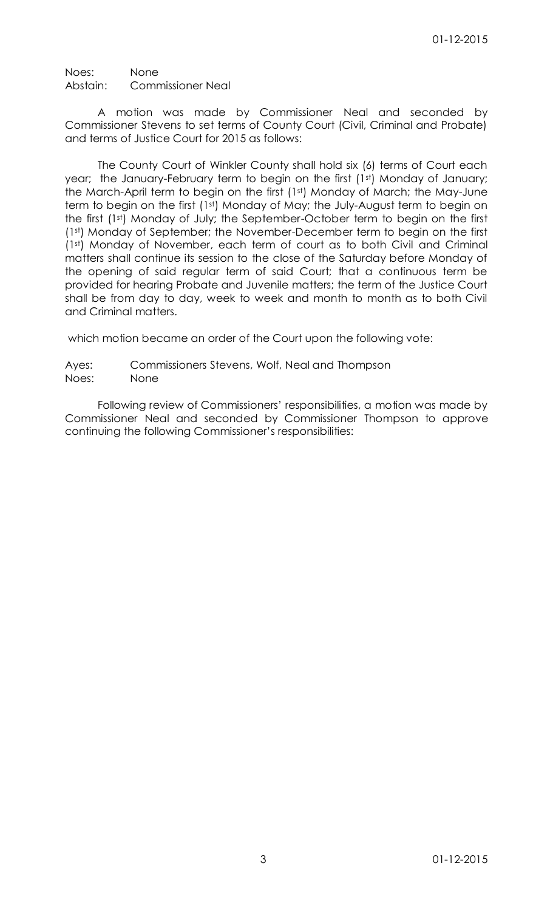Noes: None
Abstain: Commissioner Neal

A motion was made by Commissioner Neal and seconded by Commissioner Stevens to set terms of County Court (Civil, Criminal and Probate) and terms of Justice Court for 2015 as follows:

The County Court of Winkler County shall hold six (6) terms of Court each year; the January-February term to begin on the first (1st) Monday of January; the March-April term to begin on the first (1st) Monday of March; the May-June term to begin on the first (1st) Monday of May; the July-August term to begin on the first (1st) Monday of July; the September-October term to begin on the first (1st) Monday of September; the November-December term to begin on the first (1st) Monday of November, each term of court as to both Civil and Criminal matters shall continue its session to the close of the Saturday before Monday of the opening of said regular term of said Court; that a continuous term be provided for hearing Probate and Juvenile matters; the term of the Justice Court shall be from day to day, week to week and month to month as to both Civil and Criminal matters.

which motion became an order of the Court upon the following vote:

Ayes: Commissioners Stevens, Wolf, Neal and Thompson
Noes: None

Following review of Commissioners' responsibilities, a motion was made by Commissioner Neal and seconded by Commissioner Thompson to approve continuing the following Commissioner's responsibilities: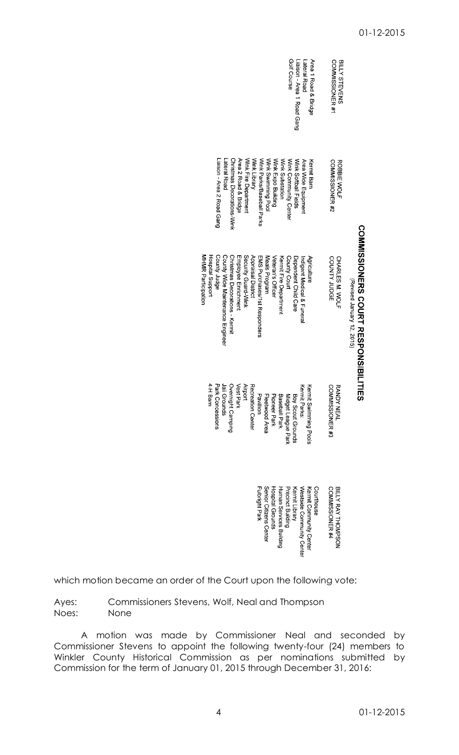## COMMISSIONERS COURT RESPONSIBILITIES

*(Revised January 12, 2015)*

| BILLY STEVENS COMMISSIONER #1 | ROBBIE WOLF COMMISSIONER #2 | CHARLES M. WOLF COUNTY JUDGE | RANDY NEAL COMMISSIONER #3 | BILLY RAY THOMPSON COMMISSIONER #4 |
|---|---|---|---|---|
| Area 1 Road & Bridge | Kermit Barn | Agriculture | Kermit Swimming Pools | Courthouse |
| Lateral Road | Area Wide Equipment | Indigent Medical & Funeral | Kermit Parks: | Kermit Community Center |
| Laison - Area 1 Road Gang | Wink Softball Fields | Dependent Child Care | Boy Scout Grounds | Westside Community Center |
| Golf Course | Wink Community Center | County Court | Midget League Park | Kermit Library |
| | Wink Substation | Kermit Fire Department | Baseball Park | Precinct Building |
| | Wink Expo Building | Veteran's Officer | Pioneer Park | Human Services Building |
| | Wink Swimming Pool | Meals Program | Fleetwood Area | Hospital Grounds |
| | Wink Parks/Baseball Parks | EMS Purchases/1st Responders | Pavilion | Senior Citizens Center |
| | Wink Library | Appraisal District | Recreation Center | Fulbright Park |
| | Wink Fire Department | Security Guard-Wink | Airport | |
| | Area 2 Road & Bridge | Employee Enrichment | Vest Park | |
| | Christmas Decorations-Wink | Christmas Decorations - Kermit | Overnight Camping | |
| | Lateral Road | County Wide Maintenance Engineer | Jail Grounds | |
| | Laison - Area 2 Road Gang | County Judge | Park Concessions | |
| | | Hospital Support | 4-H Barn | |
| | | MHMR Participation | | |

which motion became an order of the Court upon the following vote:

Ayes: Commissioners Stevens, Wolf, Neal and Thompson
Noes: None

A motion was made by Commissioner Neal and seconded by Commissioner Stevens to appoint the following twenty-four (24) members to Winkler County Historical Commission as per nominations submitted by Commission for the term of January 01, 2015 through December 31, 2016: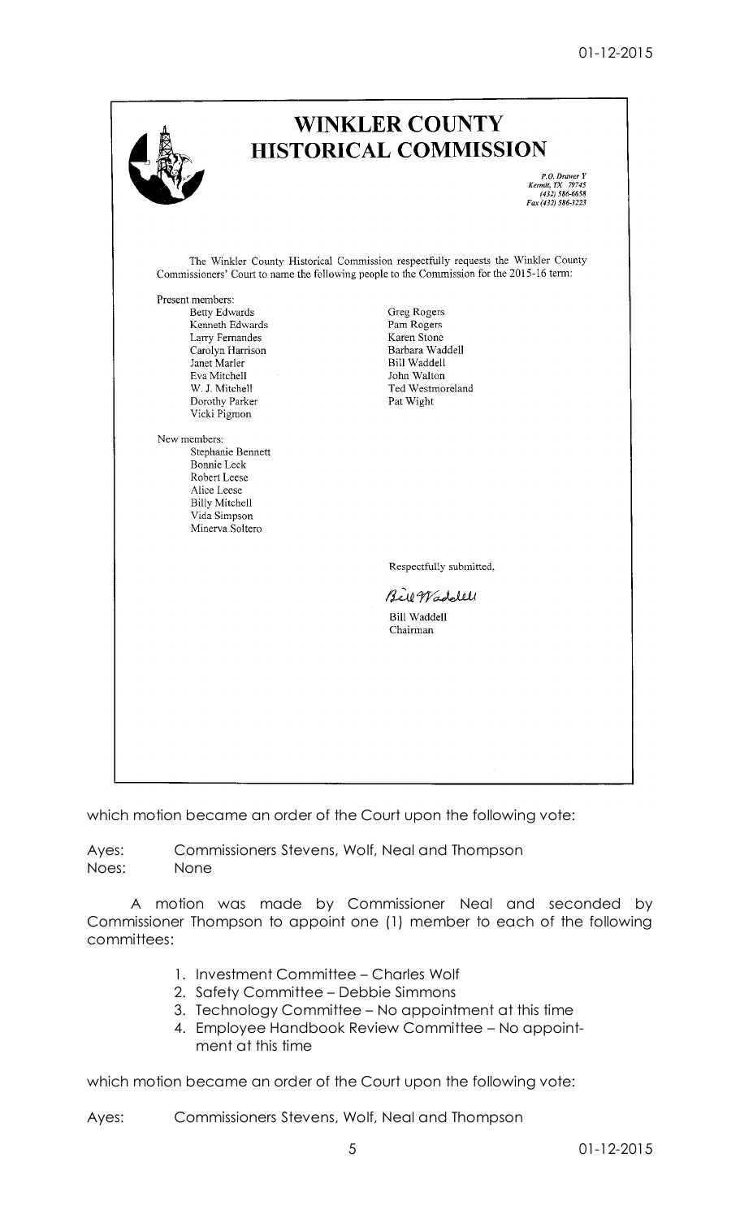# WINKLER COUNTY HISTORICAL COMMISSION

P.O. Drawer Y
Kermit, TX 79745
(432) 586-6658
Fax (432) 586-3223

The Winkler County Historical Commission respectfully requests the Winkler County Commissioners' Court to name the following people to the Commission for the 2015-16 term:

Present members:

- Betty Edwards
- Kenneth Edwards
- Larry Fernandes
- Carolyn Harrison
- Janet Marler
- Eva Mitchell
- W. J. Mitchell
- Dorothy Parker
- Vicki Pigmon
- Greg Rogers
- Pam Rogers
- Karen Stone
- Barbara Waddell
- Bill Waddell
- John Walton
- Ted Westmoreland
- Pat Wight

New members:

- Stephanie Bennett
- Bonnie Leck
- Robert Leese
- Alice Leese
- Billy Mitchell
- Vida Simpson
- Minerva Soltero

Respectfully submitted,

*Bill Waddell*

Bill Waddell
Chairman

which motion became an order of the Court upon the following vote:

Ayes: Commissioners Stevens, Wolf, Neal and Thompson
Noes: None

A motion was made by Commissioner Neal and seconded by Commissioner Thompson to appoint one (1) member to each of the following committees:

1. Investment Committee – Charles Wolf
2. Safety Committee – Debbie Simmons
3. Technology Committee – No appointment at this time
4. Employee Handbook Review Committee – No appointment at this time

which motion became an order of the Court upon the following vote:

Ayes: Commissioners Stevens, Wolf, Neal and Thompson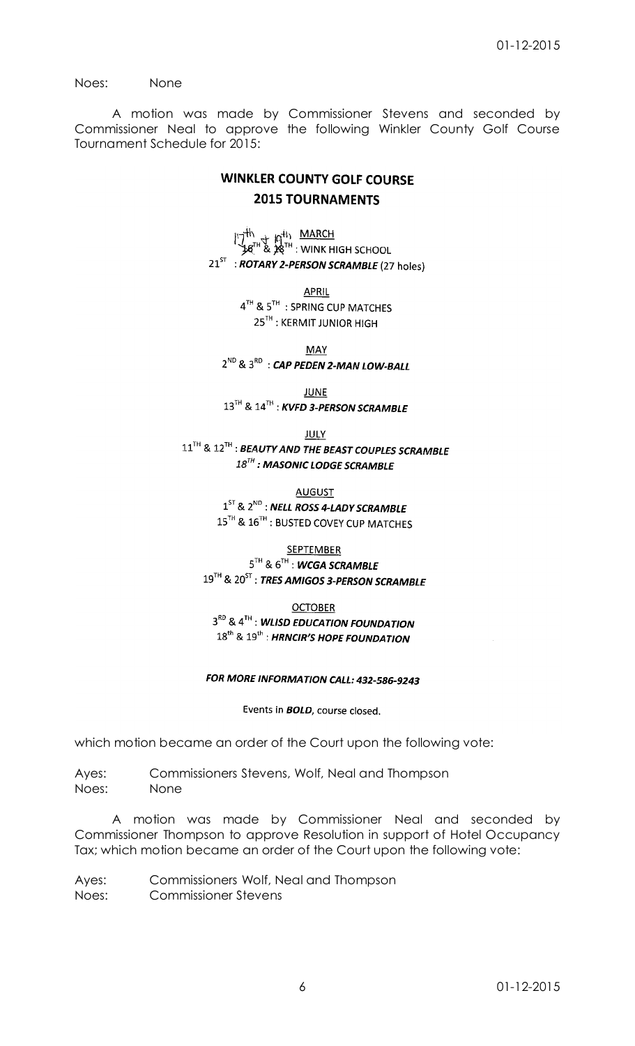Noes: None

A motion was made by Commissioner Stevens and seconded by Commissioner Neal to approve the following Winkler County Golf Course Tournament Schedule for 2015:

## WINKLER COUNTY GOLF COURSE
## 2015 TOURNAMENTS

MARCH

17th & 18th (handwritten correction over 16TH & 17TH) : WINK HIGH SCHOOL

21ST : ***ROTARY 2-PERSON SCRAMBLE*** (27 holes)

APRIL

4TH & 5TH : SPRING CUP MATCHES

25TH : KERMIT JUNIOR HIGH

MAY

2ND & 3RD : ***CAP PEDEN 2-MAN LOW-BALL***

JUNE

13TH & 14TH : ***KVFD 3-PERSON SCRAMBLE***

JULY

11TH & 12TH : ***BEAUTY AND THE BEAST COUPLES SCRAMBLE***

***18TH : MASONIC LODGE SCRAMBLE***

AUGUST

1ST & 2ND : ***NELL ROSS 4-LADY SCRAMBLE***

15TH & 16TH : BUSTED COVEY CUP MATCHES

SEPTEMBER

5TH & 6TH : ***WCGA SCRAMBLE***

19TH & 20ST : ***TRES AMIGOS 3-PERSON SCRAMBLE***

OCTOBER

3RD & 4TH : ***WLISD EDUCATION FOUNDATION***

18th & 19th : ***HRNCIR'S HOPE FOUNDATION***

***FOR MORE INFORMATION CALL: 432-586-9243***

Events in ***BOLD***, course closed.

which motion became an order of the Court upon the following vote:

Ayes: Commissioners Stevens, Wolf, Neal and Thompson
Noes: None

A motion was made by Commissioner Neal and seconded by Commissioner Thompson to approve Resolution in support of Hotel Occupancy Tax; which motion became an order of the Court upon the following vote:

Ayes: Commissioners Wolf, Neal and Thompson
Noes: Commissioner Stevens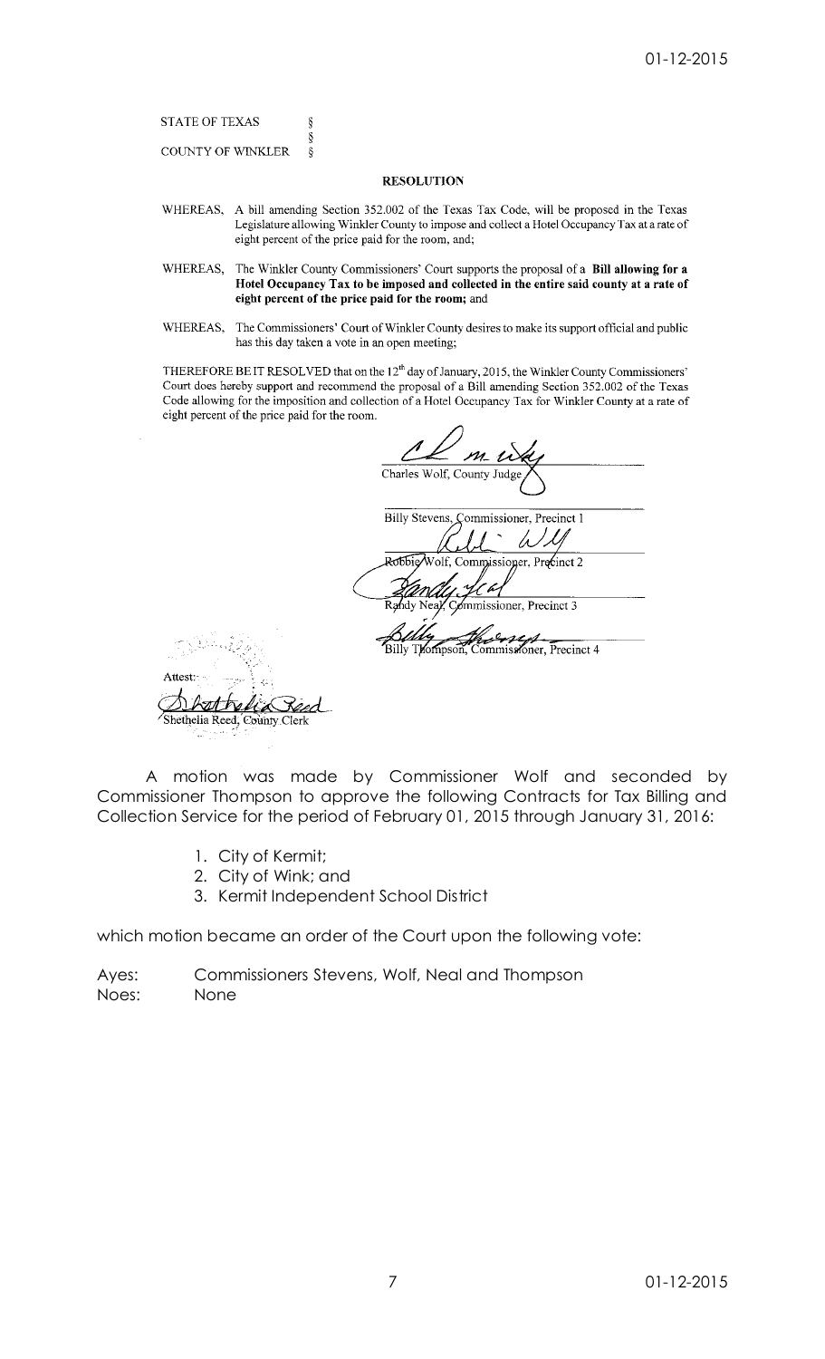STATE OF TEXAS §
§
COUNTY OF WINKLER §

## RESOLUTION

WHEREAS, A bill amending Section 352.002 of the Texas Tax Code, will be proposed in the Texas Legislature allowing Winkler County to impose and collect a Hotel Occupancy Tax at a rate of eight percent of the price paid for the room, and;

WHEREAS, The Winkler County Commissioners' Court supports the proposal of a **Bill allowing for a Hotel Occupancy Tax to be imposed and collected in the entire said county at a rate of eight percent of the price paid for the room;** and

WHEREAS, The Commissioners' Court of Winkler County desires to make its support official and public has this day taken a vote in an open meeting;

THEREFORE BE IT RESOLVED that on the 12th day of January, 2015, the Winkler County Commissioners' Court does hereby support and recommend the proposal of a Bill amending Section 352.002 of the Texas Code allowing for the imposition and collection of a Hotel Occupancy Tax for Winkler County at a rate of eight percent of the price paid for the room.

Charles Wolf, County Judge

Billy Stevens, Commissioner, Precinct 1

Robbie Wolf, Commissioner, Precinct 2

Randy Neal, Commissioner, Precinct 3

Billy Thompson, Commissioner, Precinct 4

Attest:

Shethelia Reed, County Clerk

A motion was made by Commissioner Wolf and seconded by Commissioner Thompson to approve the following Contracts for Tax Billing and Collection Service for the period of February 01, 2015 through January 31, 2016:

1. City of Kermit;
2. City of Wink; and
3. Kermit Independent School District

which motion became an order of the Court upon the following vote:

Ayes: Commissioners Stevens, Wolf, Neal and Thompson
Noes: None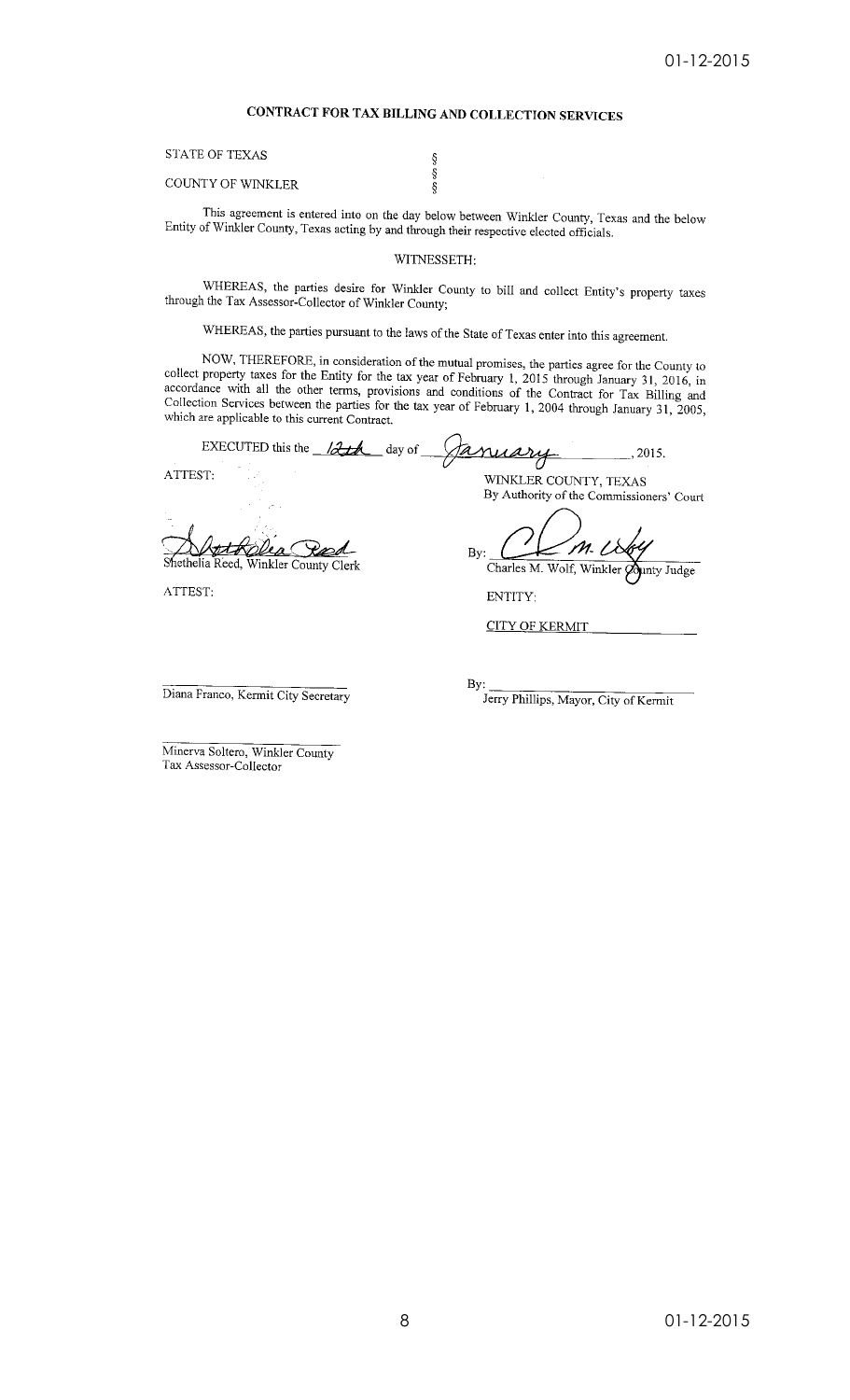# CONTRACT FOR TAX BILLING AND COLLECTION SERVICES

STATE OF TEXAS §
§
COUNTY OF WINKLER §

This agreement is entered into on the day below between Winkler County, Texas and the below Entity of Winkler County, Texas acting by and through their respective elected officials.

WITNESSETH:

WHEREAS, the parties desire for Winkler County to bill and collect Entity's property taxes through the Tax Assessor-Collector of Winkler County;

WHEREAS, the parties pursuant to the laws of the State of Texas enter into this agreement.

NOW, THEREFORE, in consideration of the mutual promises, the parties agree for the County to collect property taxes for the Entity for the tax year of February 1, 2015 through January 31, 2016, in accordance with all the other terms, provisions and conditions of the Contract for Tax Billing and Collection Services between the parties for the tax year of February 1, 2004 through January 31, 2005, which are applicable to this current Contract.

EXECUTED this the 12th day of January, 2015.

ATTEST:

WINKLER COUNTY, TEXAS
By Authority of the Commissioners' Court

Shethelia Reed, Winkler County Clerk

By: Charles M. Wolf, Winkler County Judge

ATTEST:

ENTITY:

CITY OF KERMIT

Diana Franco, Kermit City Secretary

By: Jerry Phillips, Mayor, City of Kermit

Minerva Soltero, Winkler County Tax Assessor-Collector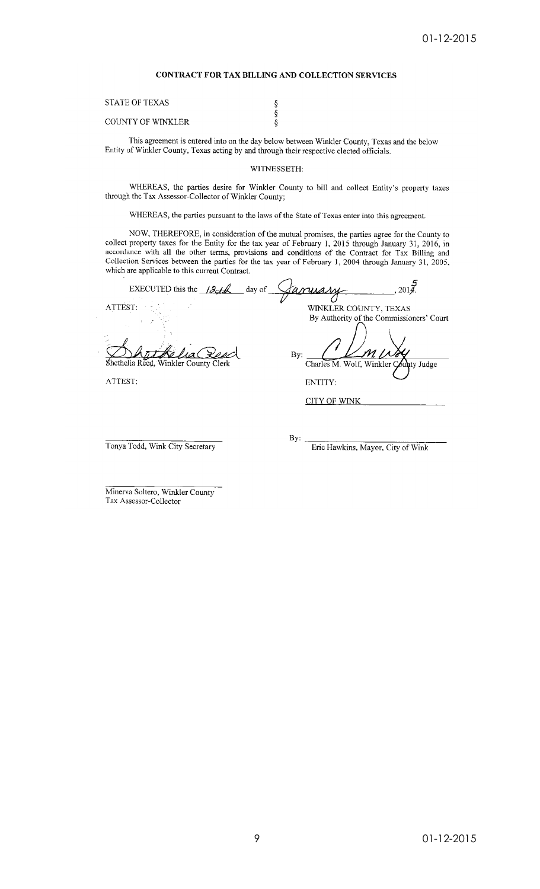## CONTRACT FOR TAX BILLING AND COLLECTION SERVICES

STATE OF TEXAS §
§
COUNTY OF WINKLER §

This agreement is entered into on the day below between Winkler County, Texas and the below Entity of Winkler County, Texas acting by and through their respective elected officials.

WITNESSETH:

WHEREAS, the parties desire for Winkler County to bill and collect Entity's property taxes through the Tax Assessor-Collector of Winkler County;

WHEREAS, the parties pursuant to the laws of the State of Texas enter into this agreement.

NOW, THEREFORE, in consideration of the mutual promises, the parties agree for the County to collect property taxes for the Entity for the tax year of February 1, 2015 through January 31, 2016, in accordance with all the other terms, provisions and conditions of the Contract for Tax Billing and Collection Services between the parties for the tax year of February 1, 2004 through January 31, 2005, which are applicable to this current Contract.

EXECUTED this the 12th day of January, 2015.

ATTEST:

Shethelia Reed
Shethelia Reed, Winkler County Clerk

WINKLER COUNTY, TEXAS
By Authority of the Commissioners' Court

By: Charles M. Wolf
Charles M. Wolf, Winkler County Judge

ATTEST:

ENTITY:

CITY OF WINK

\_\_\_\_\_\_\_\_\_\_\_\_\_\_\_\_\_\_\_\_
Tonya Todd, Wink City Secretary

By: \_\_\_\_\_\_\_\_\_\_\_\_\_\_\_\_\_\_\_\_
Eric Hawkins, Mayor, City of Wink

\_\_\_\_\_\_\_\_\_\_\_\_\_\_\_\_\_\_\_\_
Minerva Soltero, Winkler County Tax Assessor-Collector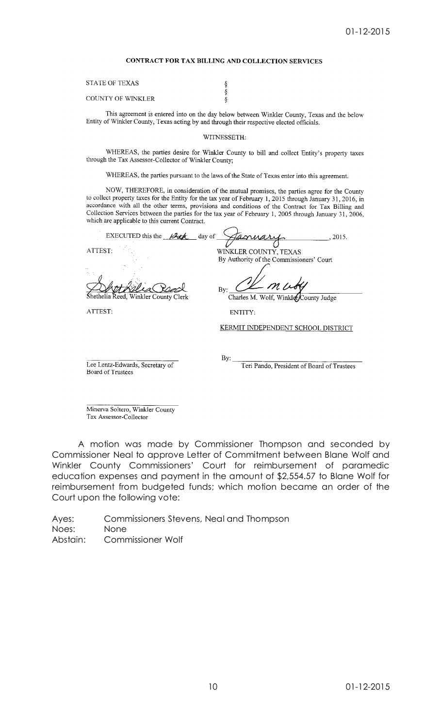## CONTRACT FOR TAX BILLING AND COLLECTION SERVICES

STATE OF TEXAS §
§
COUNTY OF WINKLER §

This agreement is entered into on the day below between Winkler County, Texas and the below Entity of Winkler County, Texas acting by and through their respective elected officials.

WITNESSETH:

WHEREAS, the parties desire for Winkler County to bill and collect Entity's property taxes through the Tax Assessor-Collector of Winkler County;

WHEREAS, the parties pursuant to the laws of the State of Texas enter into this agreement.

NOW, THEREFORE, in consideration of the mutual promises, the parties agree for the County to collect property taxes for the Entity for the tax year of February 1, 2015 through January 31, 2016, in accordance with all the other terms, provisions and conditions of the Contract for Tax Billing and Collection Services between the parties for the tax year of February 1, 2005 through January 31, 2006, which are applicable to this current Contract.

EXECUTED this the 12th day of January, 2015.

ATTEST:

Shethelia Reed, Winkler County Clerk

WINKLER COUNTY, TEXAS
By Authority of the Commissioners' Court

By: Charles M. Wolf, Winkler County Judge

ATTEST:

Lee Lentz-Edwards, Secretary of Board of Trustees

ENTITY:

KERMIT INDEPENDENT SCHOOL DISTRICT

By: Teri Pando, President of Board of Trustees

Minerva Soltero, Winkler County Tax Assessor-Collector

A motion was made by Commissioner Thompson and seconded by Commissioner Neal to approve Letter of Commitment between Blane Wolf and Winkler County Commissioners' Court for reimbursement of paramedic education expenses and payment in the amount of $2,554.57 to Blane Wolf for reimbursement from budgeted funds; which motion became an order of the Court upon the following vote:

Ayes: Commissioners Stevens, Neal and Thompson
Noes: None
Abstain: Commissioner Wolf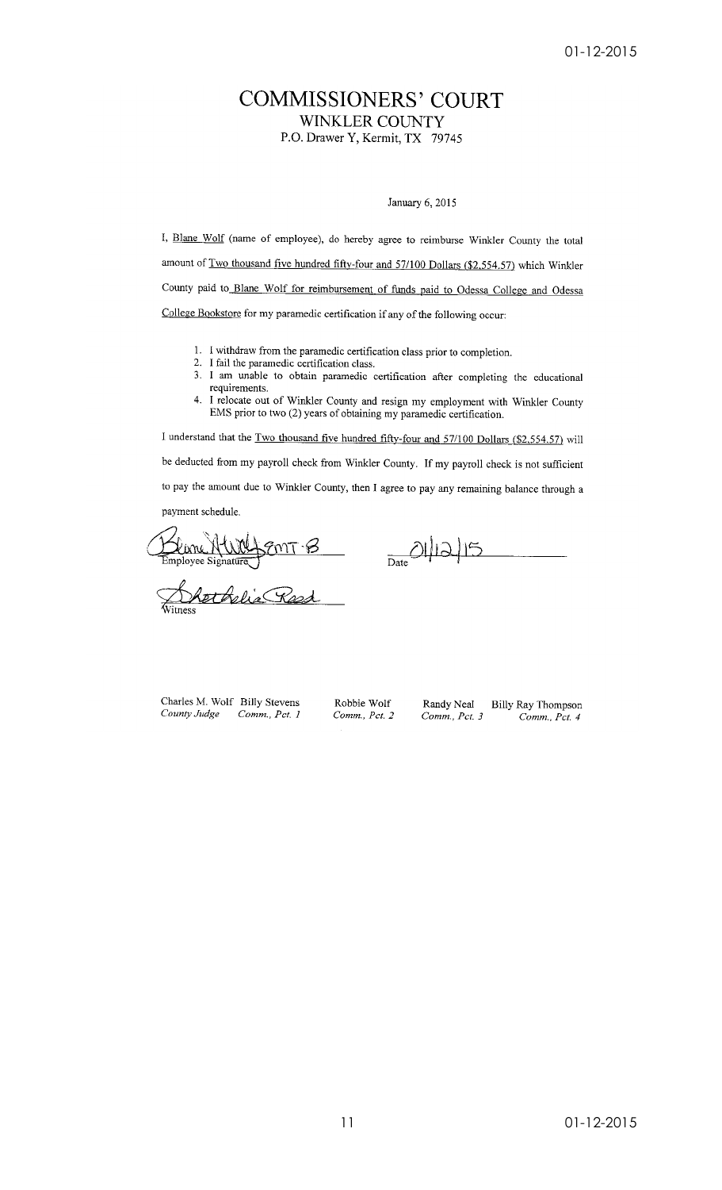# COMMISSIONERS' COURT

## WINKLER COUNTY

P.O. Drawer Y, Kermit, TX 79745

January 6, 2015

I, Blane Wolf (name of employee), do hereby agree to reimburse Winkler County the total amount of Two thousand five hundred fifty-four and 57/100 Dollars ($2,554.57) which Winkler County paid to Blane Wolf for reimbursement of funds paid to Odessa College and Odessa College Bookstore for my paramedic certification if any of the following occur:

1. I withdraw from the paramedic certification class prior to completion.
2. I fail the paramedic certification class.
3. I am unable to obtain paramedic certification after completing the educational requirements.
4. I relocate out of Winkler County and resign my employment with Winkler County EMS prior to two (2) years of obtaining my paramedic certification.

I understand that the Two thousand five hundred fifty-four and 57/100 Dollars ($2,554.57) will be deducted from my payroll check from Winkler County. If my payroll check is not sufficient to pay the amount due to Winkler County, then I agree to pay any remaining balance through a payment schedule.

Blane Wolf EMT-B
Employee Signature

01/12/15
Date

Shothelia Reed
Witness

| Charles M. Wolf | Billy Stevens | Robbie Wolf | Randy Neal | Billy Ray Thompson |
|---|---|---|---|---|
| *County Judge* | *Comm., Pct. 1* | *Comm., Pct. 2* | *Comm., Pct. 3* | *Comm., Pct. 4* |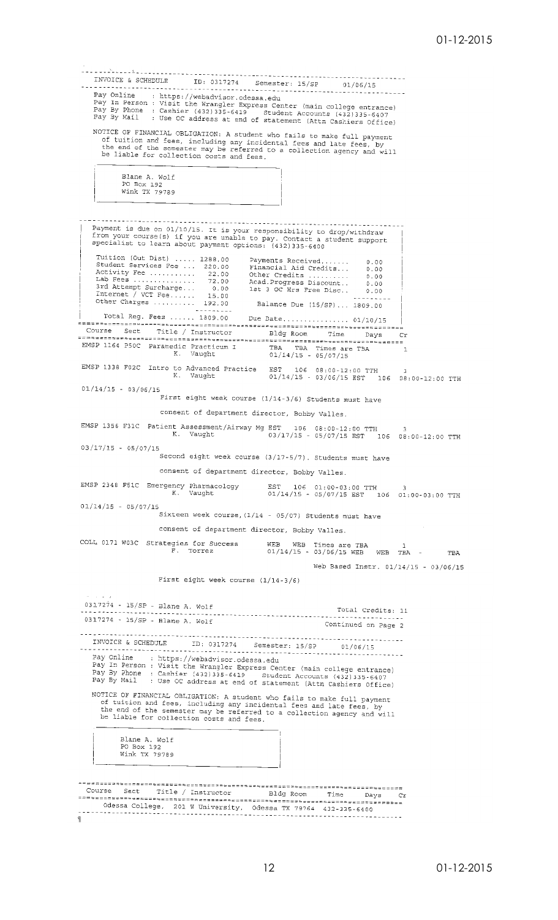INVOICE & SCHEDULE ID: 0317274 Semester: 15/SP 01/06/15

Pay Online : https://webadvisor.odessa.edu
Pay In Person : Visit the Wrangler Express Center (main college entrance)
Pay By Phone : Cashier (432)335-6419 Student Accounts (432)335-6407
Pay By Mail : Use OC address at end of statement (Attn Cashiers Office)

NOTICE OF FINANCIAL OBLIGATION: A student who fails to make full payment of tuition and fees, including any incidental fees and late fees, by the end of the semester may be referred to a collection agency and will be liable for collection costs and fees.

Blane A. Wolf
PO Box 192
Wink TX 79789

Payment is due on 01/10/15. It is your responsibility to drop/withdraw from your course(s) if you are unable to pay. Contact a student support specialist to learn about payment options: (432)335-6400

| | | | |
|---|---|---|---|
| Tuition (Out Dist) | 1288.00 | Payments Received | 0.00 |
| Student Services Fee | 220.00 | Financial Aid Credits | 0.00 |
| Activity Fee | 22.00 | Other Credits | 0.00 |
| Lab Fees | 72.00 | Acad.Progress Discount | 0.00 |
| 3rd Attempt Surcharge | 0.00 | 1st 3 OC Hrs Free Disc. | 0.00 |
| Internet / VCT Fee | 15.00 | | |
| Other Charges | 192.00 | Balance Due (15/SP) | 1809.00 |
| Total Reg. Fees | 1809.00 | Due Date | 01/10/15 |

| Course | Sect | Title / Instructor | Bldg | Room | Time | Days | Cr |
|---|---|---|---|---|---|---|---|
| EMSP 1164 | P50C | Paramedic Practicum I / K. Vaught | TBA | TBA | Times are TBA | | 1 |
| | | | | | 01/14/15 - 05/07/15 | | |
| EMSP 1338 | F02C | Intro to Advanced Practice / K. Vaught | EST | 106 | 08:00-12:00 | TTH | 3 |
| | | | | | 01/14/15 - 03/06/15 EST 106 08:00-12:00 TTH | | |

01/14/15 - 03/06/15
First eight week course (1/14-3/6) Students must have consent of department director, Bobby Valles.

| Course | Sect | Title / Instructor | Bldg | Room | Time | Days | Cr |
|---|---|---|---|---|---|---|---|
| EMSP 1356 | F31C | Patient Assessment/Airway Mg / K. Vaught | EST | 106 | 08:00-12:00 | TTH | 3 |
| | | | | | 03/17/15 - 05/07/15 EST 106 08:00-12:00 TTH | | |

03/17/15 - 05/07/15
Second eight week course (3/17-5/7). Students must have consent of department director, Bobby Valles.

| Course | Sect | Title / Instructor | Bldg | Room | Time | Days | Cr |
|---|---|---|---|---|---|---|---|
| EMSP 2348 | F51C | Emergency Pharmacology / K. Vaught | EST | 106 | 01:00-03:00 | TTH | 3 |
| | | | | | 01/14/15 - 05/07/15 EST 106 01:00-03:00 TTH | | |

01/14/15 - 05/07/15
Sixteen week course,(1/14 - 05/07) Students must have consent of department director, Bobby Valles.

| Course | Sect | Title / Instructor | Bldg | Room | Time | Days | Cr |
|---|---|---|---|---|---|---|---|
| COLL 0171 | W03C | Strategies for Success / F. Torrez | WEB | WEB | Times are TBA | | 1 |
| | | | | | 01/14/15 - 03/06/15 WEB WEB TBA - TBA | | |

Web Based Instr. 01/14/15 - 03/06/15

First eight week course (1/14-3/6)

0317274 - 15/SP - Blane A. Wolf — Total Credits: 11

0317274 - 15/SP - Blane A. Wolf — Continued on Page 2

INVOICE & SCHEDULE ID: 0317274 Semester: 15/SP 01/06/15

Pay Online : https://webadvisor.odessa.edu
Pay In Person : Visit the Wrangler Express Center (main college entrance)
Pay By Phone : Cashier (432)335-6419 Student Accounts (432)335-6407
Pay By Mail : Use OC address at end of statement (Attn Cashiers Office)

NOTICE OF FINANCIAL OBLIGATION: A student who fails to make full payment of tuition and fees, including any incidental fees and late fees, by the end of the semester may be referred to a collection agency and will be liable for collection costs and fees.

Blane A. Wolf
PO Box 192
Wink TX 79789

| Course | Sect | Title / Instructor | Bldg | Room | Time | Days | Cr |
|---|---|---|---|---|---|---|---|

Odessa College, 201 W University, Odessa TX 79764 432-335-6400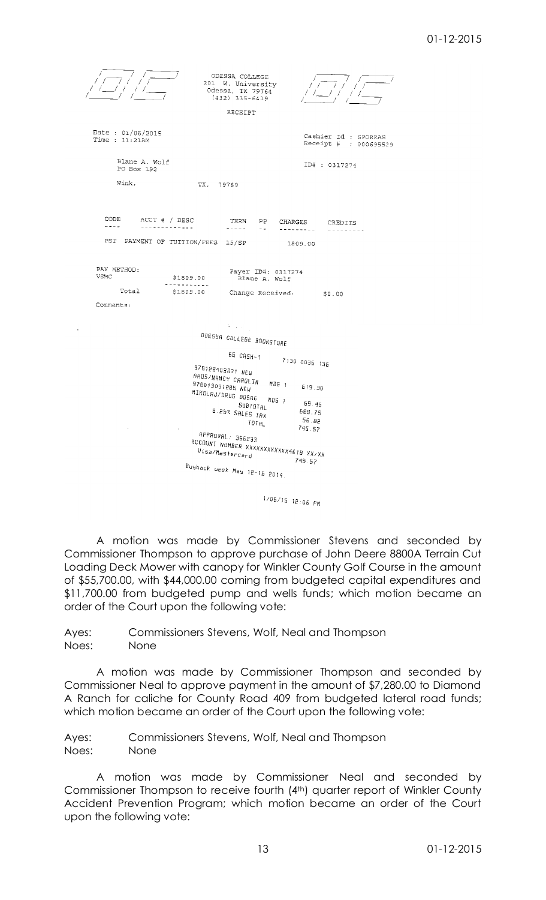ODESSA COLLEGE
201 W. University
Odessa, TX 79764
(432) 335-6419

RECEIPT

Date : 01/06/2015
Time : 11:21AM

Cashier Id : SPORRAS
Receipt # : 000695529

Blane A. Wolf
PO Box 192

Wink, TX, 79789

ID# : 0317274

| CODE | ACCT # / DESC | TERM | PP | CHARGES | CREDITS |
|---|---|---|---|---|---|
| PST | PAYMENT OF TUITION/FEES | 15/SP | | 1809.00 | |

PAY METHOD:
VSMC $1809.00
Payer ID#: 0317274
Blane A. Wolf

Total $1809.00 Change Received: $0.00

Comments:

ODESSA COLLEGE BOOKSTORE

65 CASH-1 7130 0036 136

9781284038?1 NEW
AADS/NANCY CAROLIN MOS 1 619.30
9780130?1285 NEW
MIKOLAJ/DRUG DOSAG MOS 1 69.45
SUBTOTAL 688.75
8.25% SALES TAX 56.82
TOTAL 745.57

APPROVAL: 366233
ACCOUNT NUMBER XXXXXXXXXXXX4618 XX/XX
Visa/Mastercard 745.57

Buyback week May 12-16 2014

1/06/15 12:06 PM

A motion was made by Commissioner Stevens and seconded by Commissioner Thompson to approve purchase of John Deere 8800A Terrain Cut Loading Deck Mower with canopy for Winkler County Golf Course in the amount of $55,700.00, with $44,000.00 coming from budgeted capital expenditures and $11,700.00 from budgeted pump and wells funds; which motion became an order of the Court upon the following vote:

Ayes: Commissioners Stevens, Wolf, Neal and Thompson
Noes: None

A motion was made by Commissioner Thompson and seconded by Commissioner Neal to approve payment in the amount of $7,280.00 to Diamond A Ranch for caliche for County Road 409 from budgeted lateral road funds; which motion became an order of the Court upon the following vote:

Ayes: Commissioners Stevens, Wolf, Neal and Thompson
Noes: None

A motion was made by Commissioner Neal and seconded by Commissioner Thompson to receive fourth (4th) quarter report of Winkler County Accident Prevention Program; which motion became an order of the Court upon the following vote: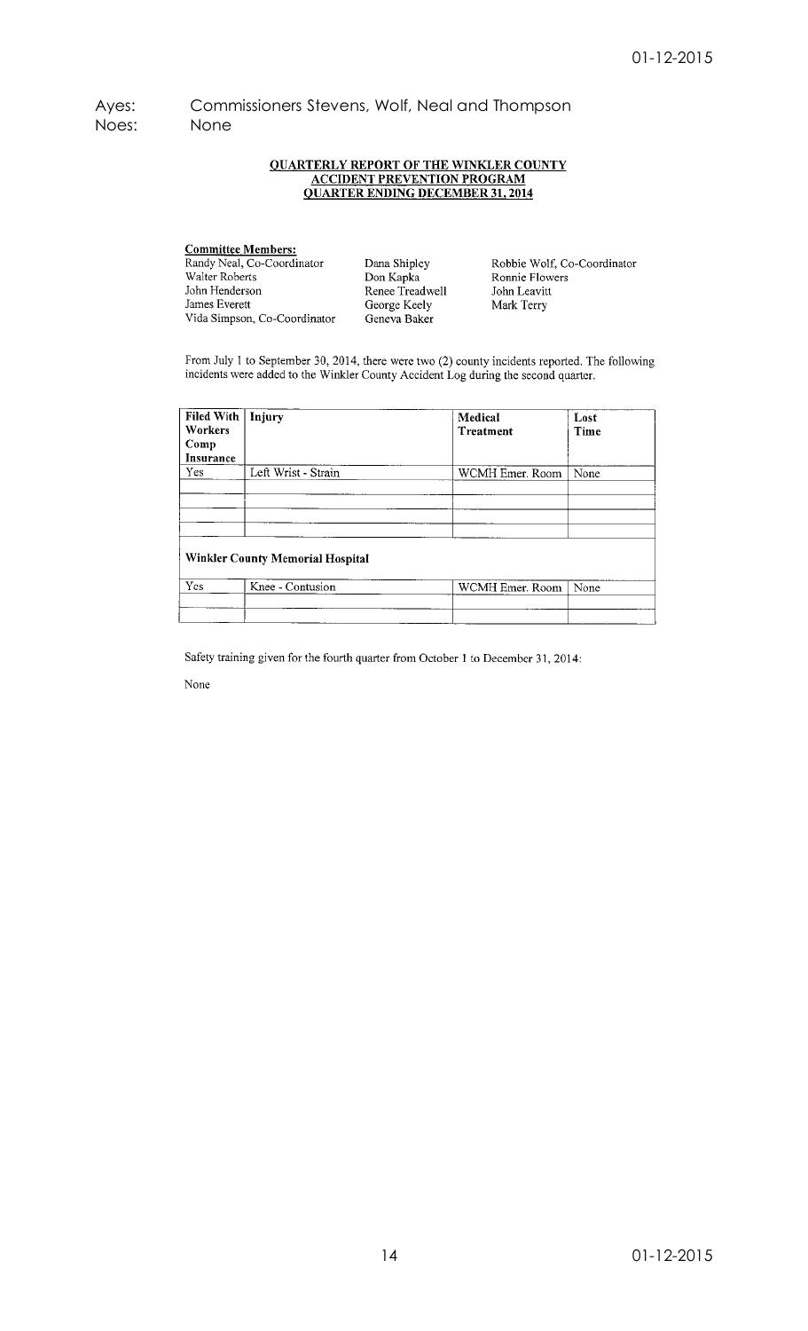Ayes: Commissioners Stevens, Wolf, Neal and Thompson
Noes: None

## QUARTERLY REPORT OF THE WINKLER COUNTY ACCIDENT PREVENTION PROGRAM QUARTER ENDING DECEMBER 31, 2014

**Committee Members:**

| | | |
|---|---|---|
| Randy Neal, Co-Coordinator | Dana Shipley | Robbie Wolf, Co-Coordinator |
| Walter Roberts | Don Kapka | Ronnie Flowers |
| John Henderson | Renee Treadwell | John Leavitt |
| James Everett | George Keely | Mark Terry |
| Vida Simpson, Co-Coordinator | Geneva Baker | |

From July 1 to September 30, 2014, there were two (2) county incidents reported. The following incidents were added to the Winkler County Accident Log during the second quarter.

| Filed With Workers Comp Insurance | Injury | Medical Treatment | Lost Time |
|---|---|---|---|
| Yes | Left Wrist - Strain | WCMH Emer. Room | None |
| | | | |
| | | | |
| | | | |
| **Winkler County Memorial Hospital** | | | |
| Yes | Knee - Contusion | WCMH Emer. Room | None |
| | | | |

Safety training given for the fourth quarter from October 1 to December 31, 2014:

None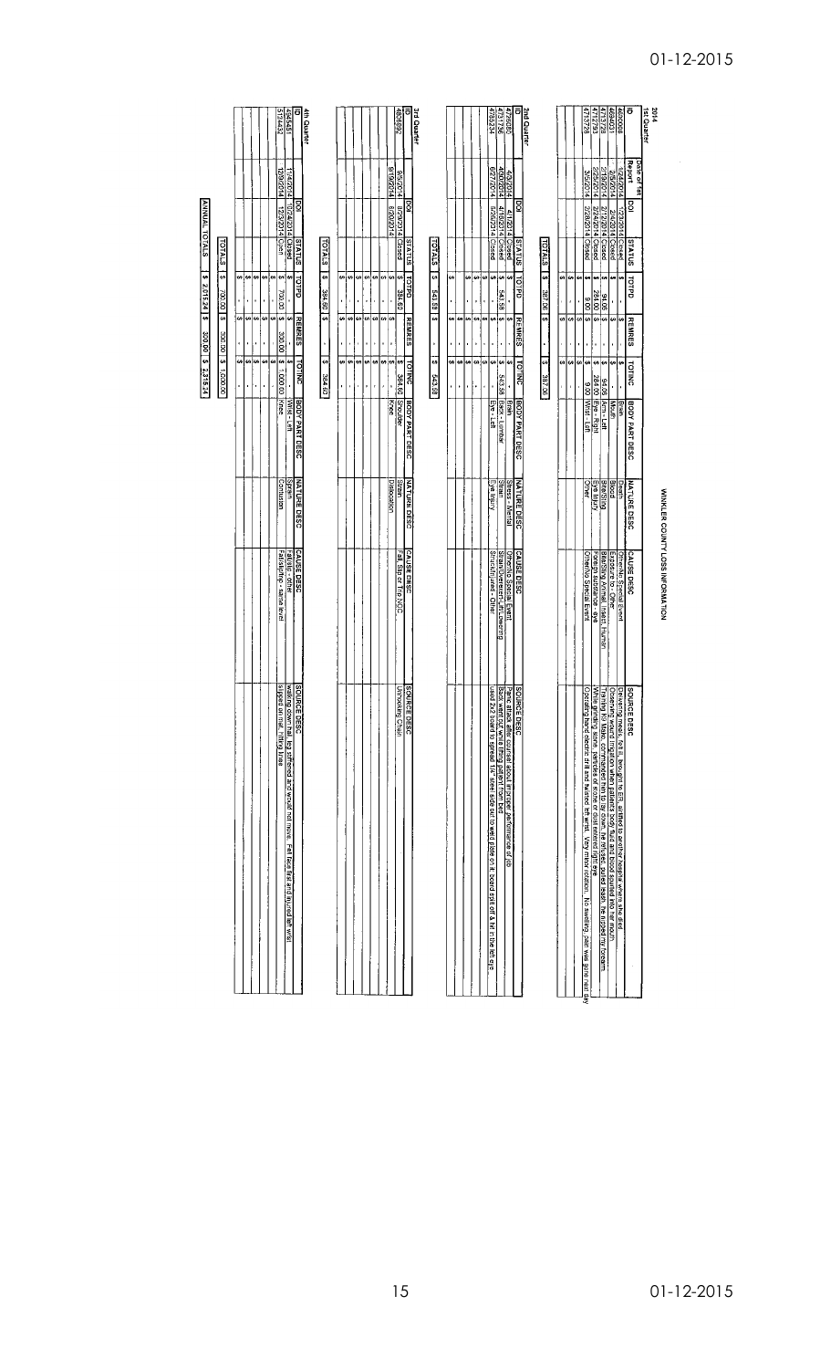# WINKLER COUNTY LOSS INFORMATION

**2014**

**1st Quarter**

| ID | Date of 1st Report | DOI | STATUS | TOTPD | REMRES | TOTINC | BODY PART DESC | NATURE DESC | CAUSE DESC | SOURCE DESC |
|---|---|---|---|---|---|---|---|---|---|---|
| 4690068 | 1/24/2014 | 1/20/2014 | Closed | $ - | $ - | $ - | Brain | Death | Other-No Special Event | Delivering meals, fell ill, brought to ER, airlifted to another hospital where she died. |
| 4694031 | 2/6/2014 | 2/4/2014 | Closed | $ - | $ - | $ - | Mouth | Blood | Exposure to - Other | Cleaning wound of an inmate when patient ... blood squirted into her mouth. |
| 4703728 | 2/13/2014 | 2/12/2014 | Closed | $ 94.06 | $ - | $ 94.06 | Arm - Left | Bite/Sting | Bite/Sting Animal, Insect, Human | Taking fill intake, commanded him to lay down, he refused, pulled leash, he nipped my forearm. |
| 4712793 | 2/25/2014 | 2/24/2014 | Closed | $ 284.00 | $ - | $ 284.00 | Eye - Right | Eye Injury | Foreign substance - eye | While grinding steel, particles of stone or dust entered right eye |
| 4713728 | 3/5/2014 | 2/28/2014 | Closed | $ 9.00 | $ - | $ 9.00 | Wrist - Left | Other | Other-No Special Event | Operating hand electric drill and twisted left wrist. Very minor rotation. No swelling, pain was gone next day |
| | | | TOTALS | $ 387.06 | $ - | $ 387.06 | | | | |

**2nd Quarter**

| ID | | DOI | STATUS | TOTPD | REMRES | TOTINC | BODY PART DESC | NATURE DESC | CAUSE DESC | SOURCE DESC |
|---|---|---|---|---|---|---|---|---|---|---|
| 4752680 | 4/29/2014 | 4/17/2014 | Closed | $ - | $ - | $ - | Brain | Stress - Mental | Other-No Special Event | Panic attack after counseling session about improper performance of job |
| 4731736 | 4/30/2014 | 4/18/2014 | Closed | $ 543.58 | $ - | $ 543.58 | Back - Lumbar | Strain | Strain/Overexert-Lift/Lowering | Back went out when lifting patient from bed |
| 4783234 | 6/27/2014 | 5/26/2014 | Closed | $ - | $ - | $ - | Eye - Left | Eye Injury | Struck/Injured - Other | Used 2x2 board to spread 1/4" steel slide out to weld slide on it, board split off & hit me in the left eye |
| | | | TOTALS | $ 543.58 | $ - | $ 543.58 | | | | |

**3rd Quarter**

| ID | | DOI | STATUS | TOTPD | REMRES | TOTINC | BODY PART DESC | NATURE DESC | CAUSE DESC | SOURCE DESC |
|---|---|---|---|---|---|---|---|---|---|---|
| 4806892 | 9/5/2014 | 8/29/2014 | Closed | $ 384.60 | $ - | $ 384.60 | Shoulder | Strain | Fall, Slip or Trip NOC | Unhooking Chain |
| | 9/10/2014 | 8/20/2014 | | $ - | $ - | $ - | Knee | Dislocation | | |
| | | | TOTALS | $ 384.60 | $ - | $ 384.60 | | | | |

**4th Quarter**

| ID | | DOI | STATUS | TOTPD | REMRES | TOTINC | BODY PART DESC | NATURE DESC | CAUSE DESC | SOURCE DESC |
|---|---|---|---|---|---|---|---|---|---|---|
| 4945451 | 11/4/2014 | 10/24/2014 | Closed | $ - | $ - | $ - | Wrist - Left | Sprain | Fall/slip - other | walking down hall, leg stiffened and would not move. Fell flat and injured left wrist |
| 5724432 | 12/9/2014 | 12/5/2014 | Open | $ 700.00 | $ 300.00 | $ 1,000.00 | Knee | Contusion | Fall/slip - same level | slipped on mat, hitting knee |
| | | | TOTALS | $ 700.00 | $ 300.00 | $ 1,000.00 | | | | |
| | | | ANNUAL TOTALS | $ 2,015.24 | $ 300.00 | $ 2,315.24 | | | | |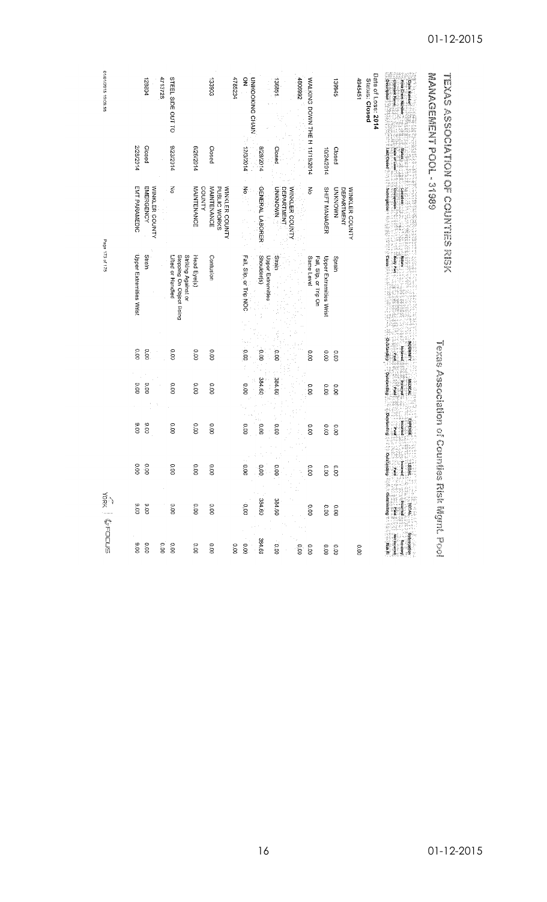# TEXAS ASSOCIATION OF COUNTIES RISK MANAGEMENT POOL - 31989

Texas Association of Counties Risk Mgmt. Pool

Date of Loss: **2014**
Status: **Closed**

| Claim Number / Prior Claim Number / Claimant Name / Description | Status / Date of Loss / Last Closed | Location / Occupation / Subrogation | Nature / Body Part / Cause | INDEMNITY Incurred / Paid / Outstanding | MEDICAL Incurred / Paid / Outstanding | EXPENSE Incurred / Paid / Outstanding | LEGAL Incurred / Paid / Outstanding | TOTAL Incurred / Paid / Outstanding | Subrogation / Recovery / Net Incurred / Risk Fr |
|---|---|---|---|---|---|---|---|---|---|
| 4946451 | | WINKLER COUNTY DEPARTMENT UNKNOWN | | | | | | | 0.00 |
| 139945 | Closed 10/24/2014 | SHIFT MANAGER | Sprain Upper Extremities Wrist | 0.00 | 0.00 | 0.00 | 0.00 | 0.00 | 0.00 0.00 |
| WALKING DOWN THE H | 11/19/2014 | No | Fall, Slip, or Trip On Same Level | 0.00 | 0.00 | 0.00 | 0.00 | 0.00 | 0.00 0.00 |
| 4806992 | | WINKLER COUNTY DEPARTMENT UNKNOWN | | | | | | | |
| 136851 | Closed 8/28/2014 | GENERAL LABORER | Strain Upper Extremities Shoulder(s) | 0.00 0.00 | 384.60 384.60 | 0.00 0.00 | 0.00 0.00 | 384.60 384.60 | 0.00 384.60 |
| UNHOOKING CHAIN ON | 12/3/2014 | No | Fall, Slip, or Trip NOC | 0.00 | 0.00 | 0.00 | 0.00 | 0.00 | 0.00 0.00 |
| 4785234 | | WINKLER COUNTY PUBLIC WORKS MAINTENANCE COUNTY | | | | | | | 0.00 |
| 133903 | Closed 6/26/2014 | MAINTENANCE | Contusion Head Eye(s) | 0.00 | 0.00 | 0.00 | 0.00 | 0.00 | 0.00 |
| STEEL SIDE OUT TO | 9/23/2014 | No | Striking Against or Stepping On Object Being Lifted or Handled | 0.00 | 0.00 | 0.00 | 0.00 | 0.00 | 0.00 |
| 4713728 | | WINKLER COUNTY EMERGENCY | | | | | | | 0.00 |
| 128804 | Closed 2/28/2014 | EMT PARAMEDIC | Strain Upper Extremities Wrist | 0.00 0.00 | 0.00 0.00 | 9.00 9.00 | 0.00 0.00 | 9.00 9.00 | 0.00 9.00 |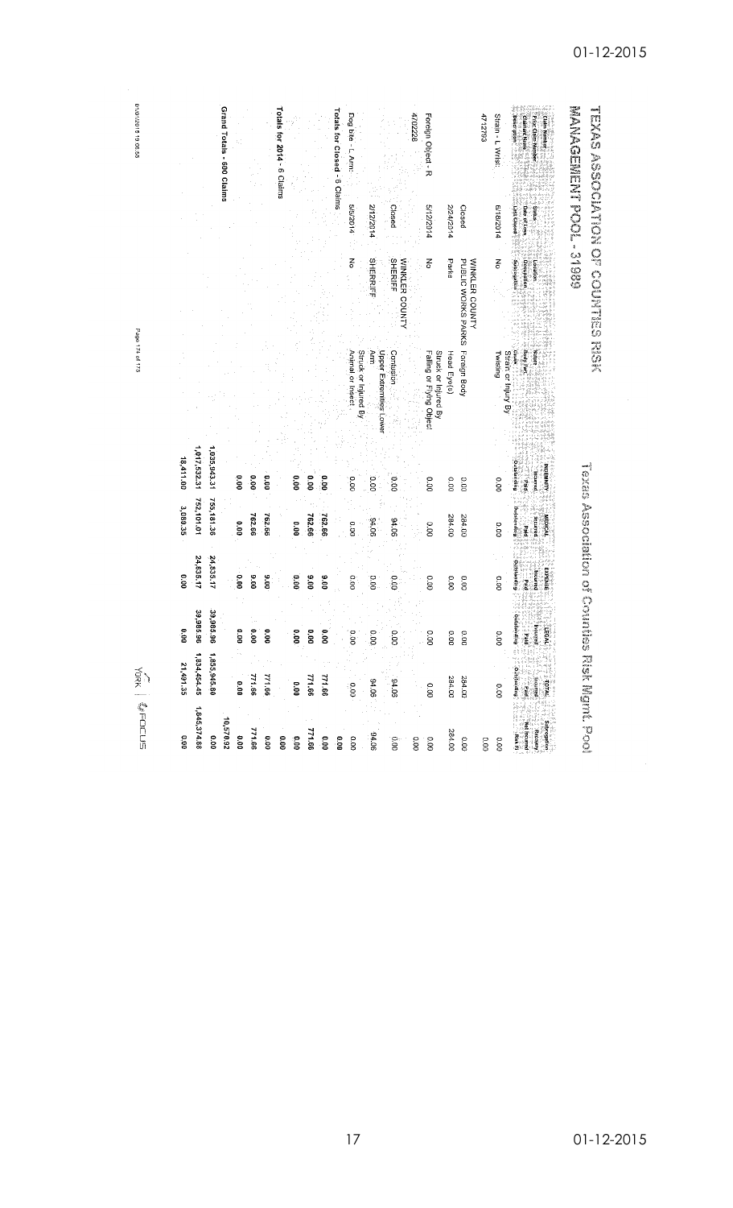# TEXAS ASSOCIATION OF COUNTIES RISK MANAGEMENT POOL - 3189

Texas Association of Counties Risk Mgmt. Pool

| Claim Number / Prior Claim Number / Claimant Name / Description | Status / Date of Loss / Last Closed | Location / Occupation / Subrogation | Nature / Body Part / Cause | INDEMNITY Incurred / Paid / Outstanding | MEDICAL Incurred / Paid / Outstanding | EXPENSE Incurred / Paid / Outstanding | LEGAL Incurred / Paid / Outstanding | TOTAL Incurred / Paid / Outstanding | Subrogation Recovery / Net Incurred / Risk Fi |
|---|---|---|---|---|---|---|---|---|---|
| Strain - L Wrist: | 6/18/2014 | No | Strain or Injury By Twisting | 0.00 | 0.00 | 0.00 | 0.00 | 0.00 | 0.00 |
| 4712793 | Closed | WINKLER COUNTY PUBLIC WORKS PARKS | Foreign Body | 0.00 | 284.00 | 0.00 | 0.00 | 284.00 | 0.00 |
| | 2/24/2014 | Parks | Head Eye(s) | 0.00 | 284.00 | 0.00 | 0.00 | 284.00 | 284.00 |
| Foreign Object - R | 5/12/2014 | No | Struck or Injured By Falling or Flying Object | 0.00 | 0.00 | 0.00 | 0.00 | 0.00 | 0.00 |
| 4702228 | Closed | WINKLER COUNTY SHERIFF | Contusion | 0.00 | 94.06 | 0.00 | 0.00 | 94.06 | 0.00 |
| | 2/12/2014 | SHERIFF | Upper Extremities Lower Arm | 0.00 | 94.06 | 0.00 | 0.00 | 94.06 | 94.06 |
| Dog bite - L Arm: | 5/5/2014 | No | Struck or Injured By Animal or Insect | 0.00 | 0.00 | 0.00 | 0.00 | 0.00 | 0.00 |
| Totals for Closed - 6 Claims | | | | 0.00 | 762.66 | 9.00 | 0.00 | 771.66 | 0.00 |
| | | | | 0.00 | 762.66 | 9.00 | 0.00 | 771.66 | 771.66 |
| | | | | 0.00 | 0.00 | 0.00 | 0.00 | 0.00 | 0.00 |
| Totals for 2014 - 6 Claims | | | | 0.00 | 762.66 | 9.00 | 0.00 | 771.66 | 0.00 |
| | | | | 0.00 | 762.66 | 9.00 | 0.00 | 771.66 | 771.66 |
| | | | | 0.00 | 0.00 | 0.00 | 0.00 | 0.00 | 0.00 |
| Grand Totals - 600 Claims | | | | 1,035,943.31 | 755,181.36 | 24,835.17 | 39,985.96 | 1,855,945.80 | 10,570.92 |
| | | | | 1,017,532.31 | 752,101.01 | 24,835.17 | 39,985.96 | 1,834,454.45 | 1,845,374.88 |
| | | | | 18,411.00 | 3,080.35 | 0.00 | 0.00 | 21,491.35 | 0.00 |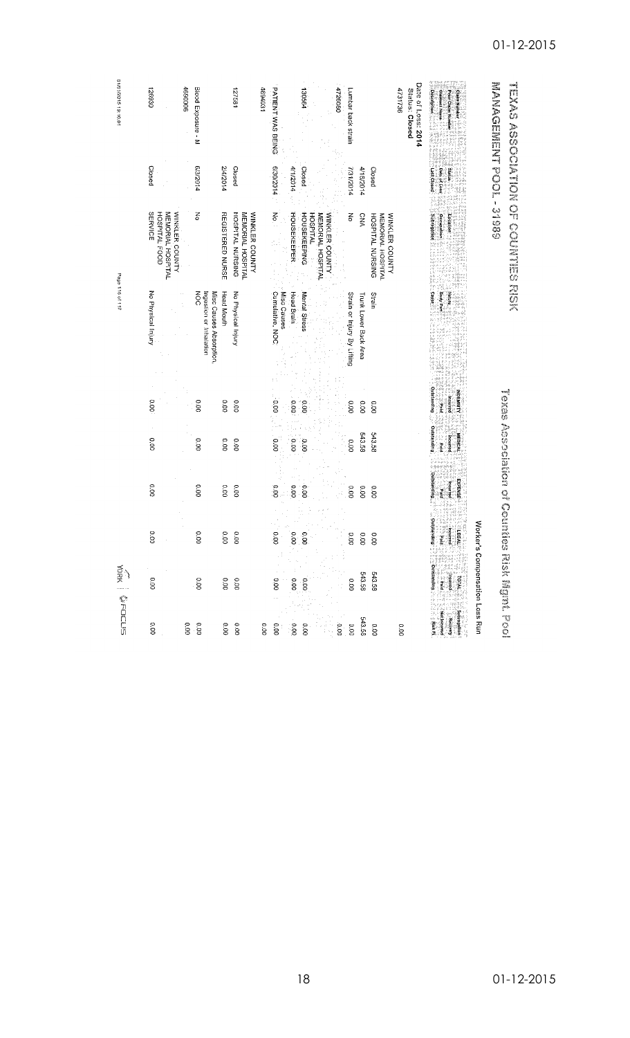# TEXAS ASSOCIATION OF COUNTIES RISK MANAGEMENT POOL - 31989

## Texas Association of Counties Risk Mgmt. Pool

### Worker's Compensation Loss Run

**Date of Loss: 2014**
**Status: Closed**

| Claim Number / Prior Claim Number / Claimant Name / Description | Status / Date of Loss / Last Closed | Location / Occupation / Subrogation | Nature / Body Part / Cause | INDEMNITY Incurred / Paid / Outstanding | MEDICAL Incurred / Paid / Outstanding | EXPENSE Incurred / Paid / Outstanding | LEGAL Incurred / Paid / Outstanding | TOTAL Incurred / Paid / Outstanding | Subrogation Recovery / Net Incurred / Risk Pt. |
|---|---|---|---|---|---|---|---|---|---|
| 4731736 | Closed | WINKLER COUNTY MEMORIAL HOSPITAL HOSPITAL NURSING | Strain | 0.00 | 543.58 | 0.00 | 0.00 | 543.58 | 0.00 |
| | 4/16/2014 | CNA | Trunk Lower Back Area | 0.00 | 543.58 | 0.00 | 0.00 | 543.58 | 543.58 |
| Lumbar back strain | 7/31/2014 | No | Strain or Injury By Lifting | 0.00 | 0.00 | 0.00 | 0.00 | 0.00 | 0.00 |
| 4726080 | | | | | | | | | 0.00 |
| | Closed | WINKLER COUNTY MEMORIAL HOSPITAL HOSPITAL HOUSEKEEPING | Mental Stress | 0.00 | 0.00 | 0.00 | 0.00 | 0.00 | 0.00 |
| 130564 | 4/1/2014 | HOUSEKEEPER | Head Brain | 0.00 | 0.00 | 0.00 | 0.00 | 0.00 | 0.00 |
| PATIENT WAS BEING | 6/30/2014 | No | Misc Causes Cumulative, NOC | 0.00 | 0.00 | 0.00 | 0.00 | 0.00 | 0.00 |
| 4694031 | | | | | | | | | 0.00 |
| | Closed | WINKLER COUNTY MEMORIAL HOSPITAL HOSPITAL NURSING | No Physical Injury | 0.00 | 0.00 | 0.00 | 0.00 | 0.00 | 0.00 |
| 127581 | 2/4/2014 | REGISTERED NURSE | Heart Mouth | 0.00 | 0.00 | 0.00 | 0.00 | 0.00 | 0.00 |
| Blood Exposure - M | 6/3/2014 | No | Misc Causes Absorption, Ingestion or Inhalation NOC | 0.00 | 0.00 | 0.00 | 0.00 | 0.00 | 0.00 |
| 4690006 | | | | | | | | | 0.00 |
| 126930 | Closed | WINKLER COUNTY MEMORIAL HOSPITAL HOSPITAL FOOD SERVICE | No Physical Injury | 0.00 | 0.00 | 0.00 | 0.00 | 0.00 | 0.00 |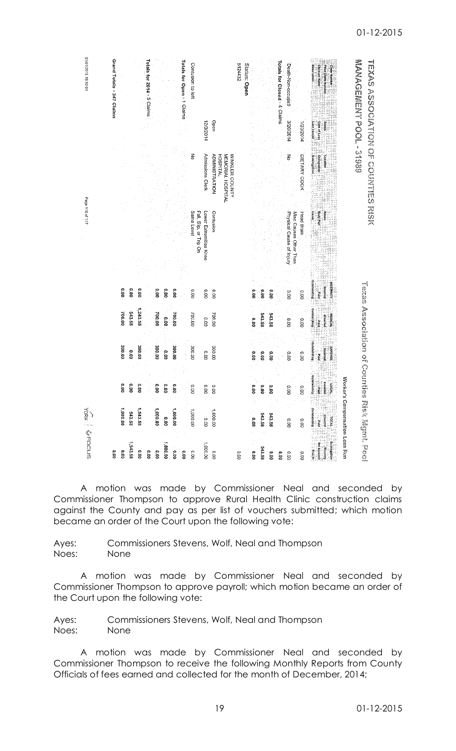# TEXAS ASSOCIATION OF COUNTIES RISK MANAGEMENT POOL - 31989

Texas Association of Counties Risk Mgmt. Pool

Worker's Compensation Loss Run

| Claim Number / Prior Claim Number / Claimant Name / Description | Status / Date of Loss / Last Closed / Subrogation | Location / Occupation / Subrogation | Nature / Body Part / Cause | INDEMNITY Incurred / Paid / Outstanding | MEDICAL Incurred / Paid / Outstanding | EXPENSE Incurred / Paid / Outstanding | LEGAL Incurred / Paid / Outstanding | TOTAL Incurred / Paid / Outstanding | Subrogation Recovery / Net Incurred / Risk R |
|---|---|---|---|---|---|---|---|---|---|
| | 1/23/2014 | DIETARY COOK | Head Brain | 0.00 | 0.00 | 0.00 | 0.00 | 0.00 | 0.00 |
| Death-Non-occupati | 3/20/2014 | No | Misc Causes Other Than Physical Cause of Injury | 0.00 | 0.00 | 0.00 | 0.00 | 0.00 | 0.00 |
| **Totals for Closed - 4 Claims** | | | | 0.00 / 0.00 / 0.00 | 543.58 / 543.58 / 0.00 | 0.00 / 0.00 / 0.00 | 0.00 / 0.00 / 0.00 | 543.58 / 543.58 / 0.00 | 0.00 / 543.58 / 0.00 |
| **Status: Open** | | | | | | | | | |
| 5124432 | Open | WINKLER COUNTY MEMORIAL HOSPITAL ADMINISTRATION | Contusion | 0.00 | 700.00 | 300.00 | 0.00 | 1,000.00 | 0.00 |
| | 12/3/2014 | Admissions Clerk | Lower Extremities Knee | 0.00 | 0.00 | 0.00 | 0.00 | 0.00 | 1,000.00 |
| Contusion to left | | No | Fall, Slip, or Trip On Same Level | 0.00 | 700.00 | 300.00 | 0.00 | 1,000.00 | 0.00 |
| **Totals for Open - 1 Claims** | | | | 0.00 / 0.00 / 0.00 | 700.00 / 0.00 / 700.00 | 300.00 / 0.00 / 300.00 | 0.00 / 0.00 / 0.00 | 1,000.00 / 0.00 / 1,000.00 | 0.00 / 1,000.00 / 0.00 |
| **Totals for 2014 - 5 Claims** | | | | 0.00 / 0.00 / 0.00 | 1,243.58 / 543.58 / 700.00 | 300.00 / 0.00 / 300.00 | 0.00 / 0.00 / 0.00 | 1,543.58 / 543.58 / 1,000.00 | 0.00 / 1,543.58 / 0.00 |
| **Grand Totals - 347 Claims** | | | | | | | | | 0.00 |

01/01/2015 19:10:01

A motion was made by Commissioner Neal and seconded by Commissioner Thompson to approve Rural Health Clinic construction claims against the County and pay as per list of vouchers submitted; which motion became an order of the Court upon the following vote:

Ayes: Commissioners Stevens, Wolf, Neal and Thompson
Noes: None

A motion was made by Commissioner Neal and seconded by Commissioner Thompson to approve payroll; which motion became an order of the Court upon the following vote:

Ayes: Commissioners Stevens, Wolf, Neal and Thompson
Noes: None

A motion was made by Commissioner Neal and seconded by Commissioner Thompson to receive the following Monthly Reports from County Officials of fees earned and collected for the month of December, 2014;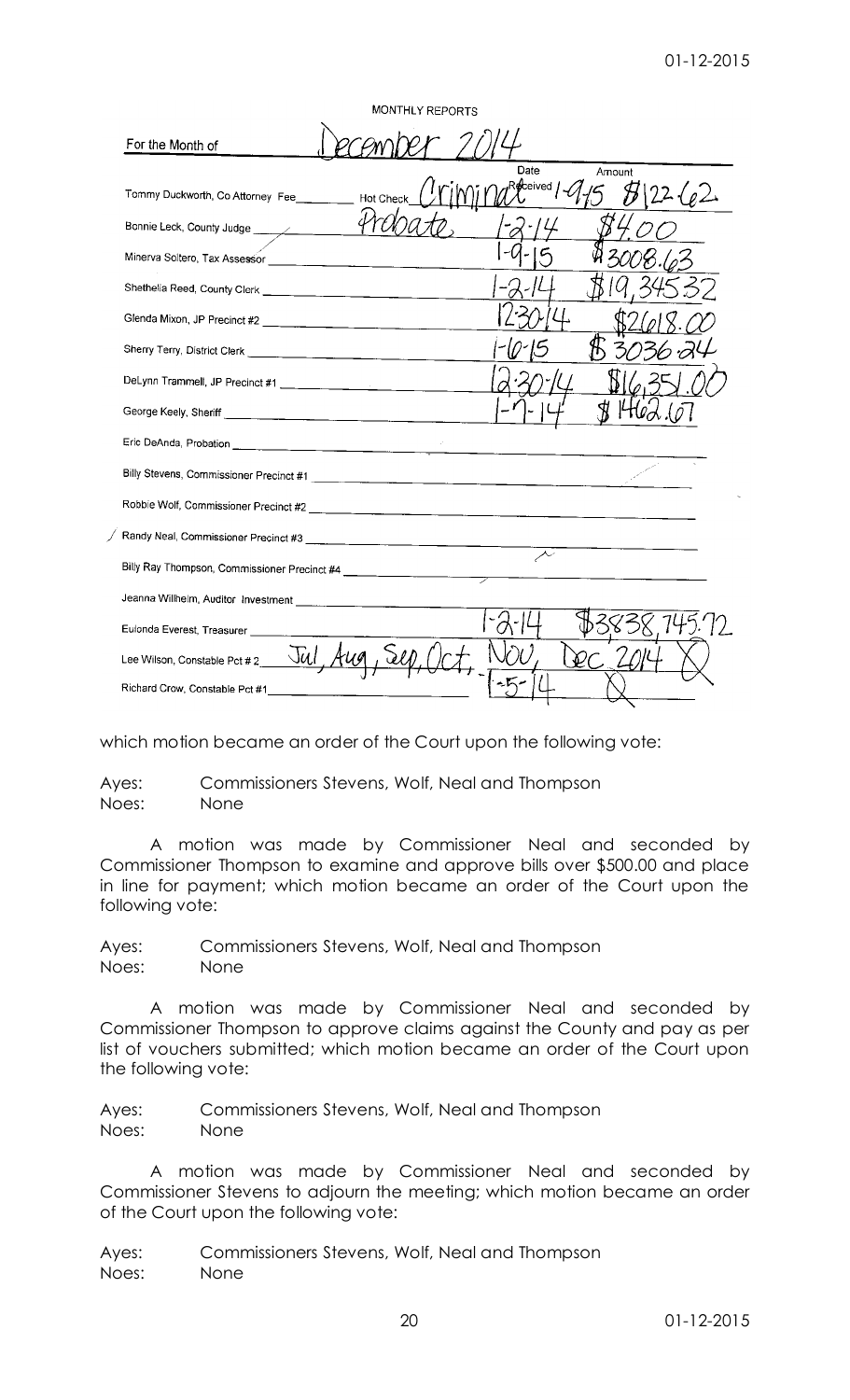MONTHLY REPORTS

For the Month of December 2014

| | | Date Received | Amount |
|---|---|---|---|
| Tommy Duckworth, Co Attorney Fee ____ Hot Check | Criminal | 1-9-15 | $122.62 |
| Bonnie Leck, County Judge | Probate | 1-2-14 | $4.00 |
| Minerva Soltero, Tax Assessor | | 1-9-15 | $3008.63 |
| Shethelia Reed, County Clerk | | 1-2-14 | $19,345.32 |
| Glenda Mixon, JP Precinct #2 | | 12-30-14 | $2618.00 |
| Sherry Terry, District Clerk | | 1-6-15 | $3036.24 |
| DeLynn Trammell, JP Precinct #1 | | 12-30-14 | $16,351.00 |
| George Keely, Sheriff | | 1-7-14 | $1462.67 |
| Eric DeAnda, Probation | | | |
| Billy Stevens, Commissioner Precinct #1 | | | |
| Robbie Wolf, Commissioner Precinct #2 | | | |
| Randy Neal, Commissioner Precinct #3 | | | |
| Billy Ray Thompson, Commissioner Precinct #4 | | | |
| Jeanna Willhelm, Auditor Investment | | | |
| Eulonda Everest, Treasurer | | 1-2-14 | $3838,745.72 |
| Lee Wilson, Constable Pct # 2 | Jul, Aug, Sep, Oct, | Nov, Dec 2014 | X |
| Richard Crow, Constable Pct #1 | | 1-5-14 | X |

which motion became an order of the Court upon the following vote:

Ayes: Commissioners Stevens, Wolf, Neal and Thompson
Noes: None

A motion was made by Commissioner Neal and seconded by Commissioner Thompson to examine and approve bills over $500.00 and place in line for payment; which motion became an order of the Court upon the following vote:

Ayes: Commissioners Stevens, Wolf, Neal and Thompson
Noes: None

A motion was made by Commissioner Neal and seconded by Commissioner Thompson to approve claims against the County and pay as per list of vouchers submitted; which motion became an order of the Court upon the following vote:

Ayes: Commissioners Stevens, Wolf, Neal and Thompson
Noes: None

A motion was made by Commissioner Neal and seconded by Commissioner Stevens to adjourn the meeting; which motion became an order of the Court upon the following vote:

Ayes: Commissioners Stevens, Wolf, Neal and Thompson
Noes: None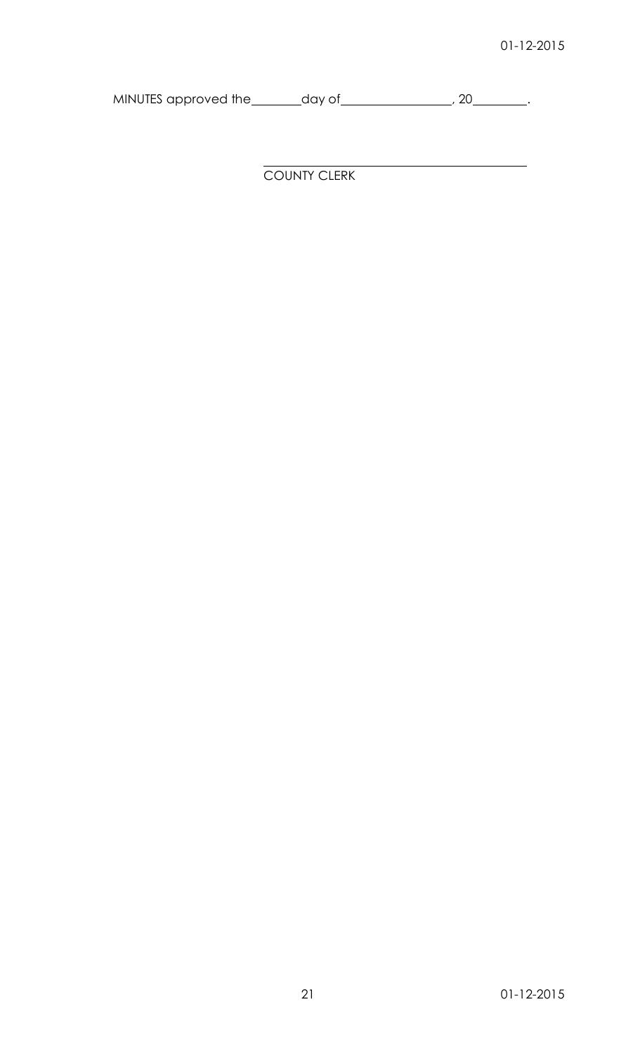MINUTES approved the________day of__________________, 20_________.

______________________________________

COUNTY CLERK